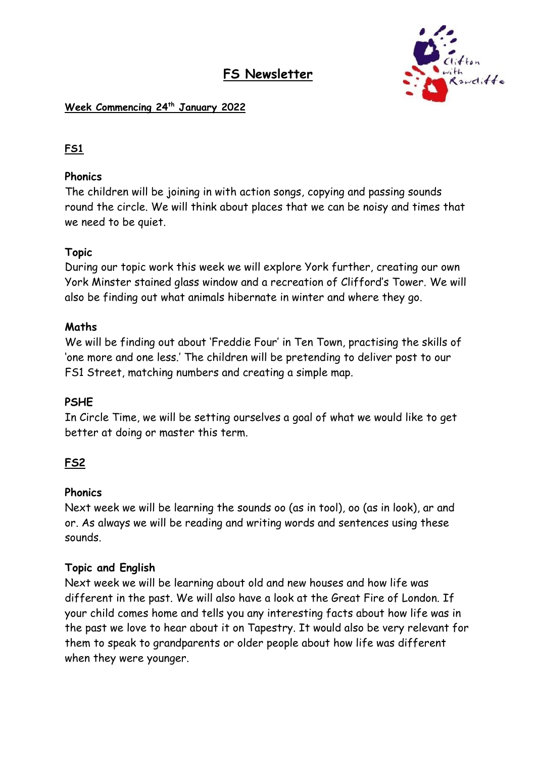# FS Newsletter

**Week Commencing 24th January 2022**

## FS1

### Phonics

The children will be joining in with action songs, copying and passing sounds round the circle. We will think about places that we can be noisy and times that we need to be quiet.

### Topic

During our topic work this week we will explore York further, creating our own York Minster stained glass window and a recreation of Clifford's Tower. We will also be finding out what animals hibernate in winter and where they go.

### Maths

We will be finding out about 'Freddie Four' in Ten Town, practising the skills of 'one more and one less.' The children will be pretending to deliver post to our FS1 Street, matching numbers and creating a simple map.

### PSHE

In Circle Time, we will be setting ourselves a goal of what we would like to get better at doing or master this term.

## FS2

### Phonics

Next week we will be learning the sounds oo (as in tool), oo (as in look), ar and or. As always we will be reading and writing words and sentences using these sounds.

### Topic and English

Next week we will be learning about old and new houses and how life was different in the past. We will also have a look at the Great Fire of London. If your child comes home and tells you any interesting facts about how life was in the past we love to hear about it on Tapestry. It would also be very relevant for them to speak to grandparents or older people about how life was different when they were younger.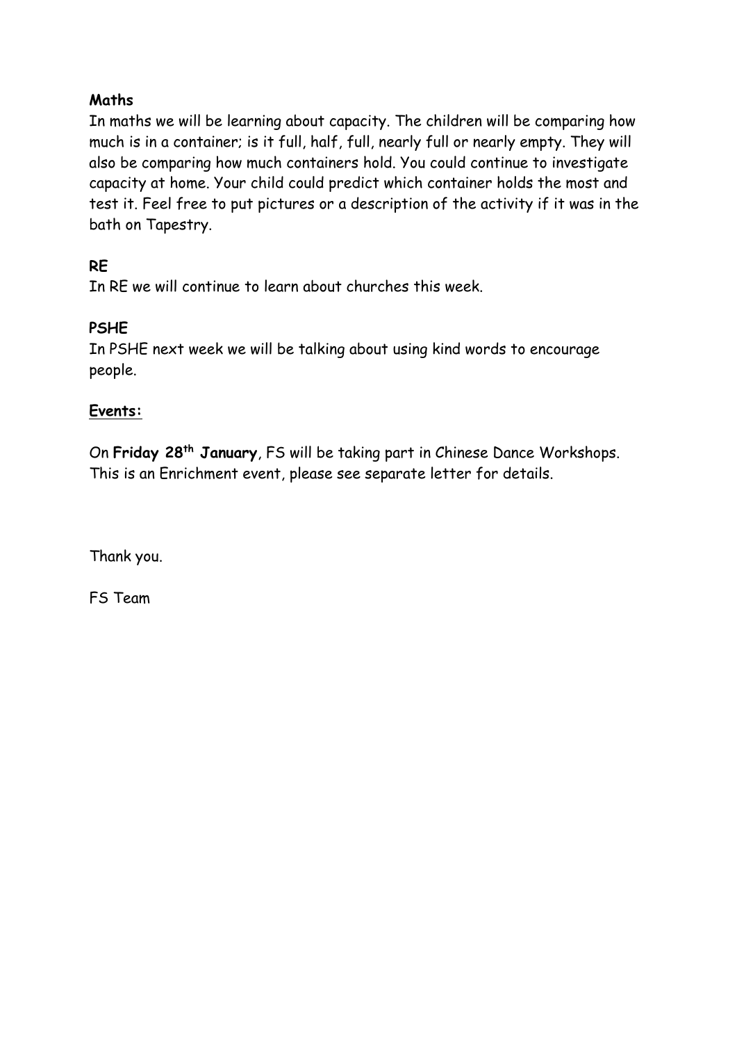**Maths**

In maths we will be learning about capacity. The children will be comparing how much is in a container; is it full, half, full, nearly full or nearly empty. They will also be comparing how much containers hold. You could continue to investigate capacity at home. Your child could predict which container holds the most and test it. Feel free to put pictures or a description of the activity if it was in the bath on Tapestry.

**RE**

In RE we will continue to learn about churches this week.

**PSHE**

In PSHE next week we will be talking about using kind words to encourage people.

**Events:**

On **Friday 28th January**, FS will be taking part in Chinese Dance Workshops. This is an Enrichment event, please see separate letter for details.

Thank you.

FS Team